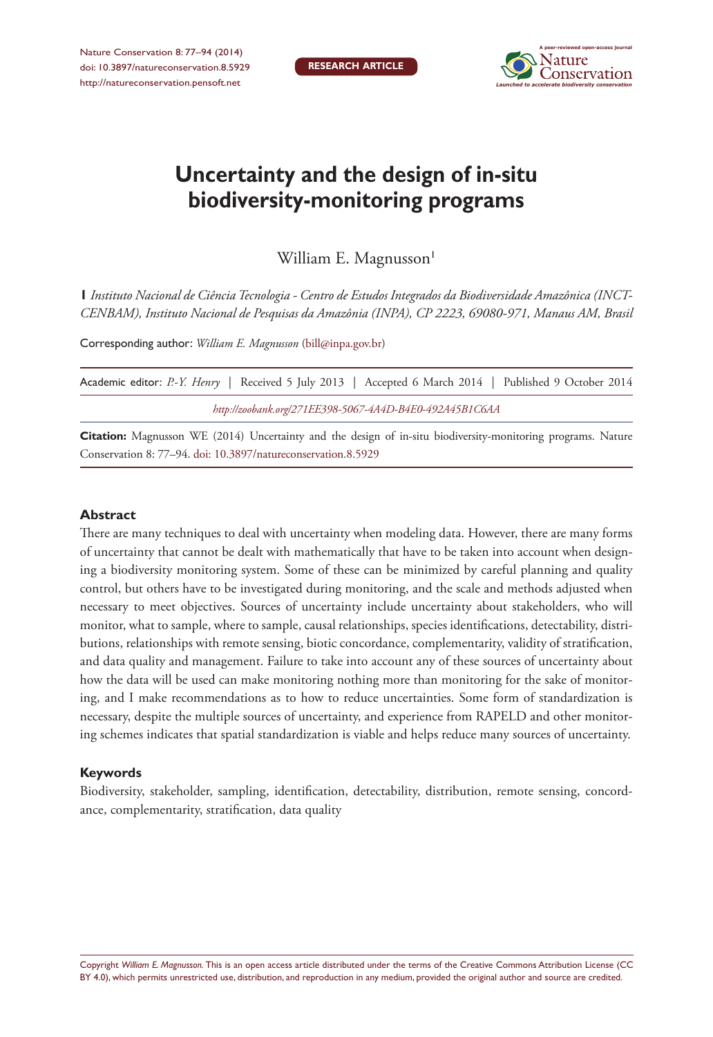# Uncertainty and the design of in-situ biodiversity-monitoring programs

William E. Magnusson[1]

**1** *Instituto Nacional de Ciência Tecnologia - Centro de Estudos Integrados da Biodiversidade Amazônica (INCT-CENBAM), Instituto Nacional de Pesquisas da Amazônia (INPA), CP 2223, 69080-971, Manaus AM, Brasil*

Corresponding author: *William E. Magnusson* (bill@inpa.gov.br)

Academic editor: *P.-Y. Henry* | Received 5 July 2013 | Accepted 6 March 2014 | Published 9 October 2014

*http://zoobank.org/271EE398-5067-4A4D-B4E0-492A45B1C6AA*

**Citation:** Magnusson WE (2014) Uncertainty and the design of in-situ biodiversity-monitoring programs. Nature Conservation 8: 77–94. doi: 10.3897/natureconservation.8.5929

### Abstract

There are many techniques to deal with uncertainty when modeling data. However, there are many forms of uncertainty that cannot be dealt with mathematically that have to be taken into account when designing a biodiversity monitoring system. Some of these can be minimized by careful planning and quality control, but others have to be investigated during monitoring, and the scale and methods adjusted when necessary to meet objectives. Sources of uncertainty include uncertainty about stakeholders, who will monitor, what to sample, where to sample, causal relationships, species identifications, detectability, distributions, relationships with remote sensing, biotic concordance, complementarity, validity of stratification, and data quality and management. Failure to take into account any of these sources of uncertainty about how the data will be used can make monitoring nothing more than monitoring for the sake of monitoring, and I make recommendations as to how to reduce uncertainties. Some form of standardization is necessary, despite the multiple sources of uncertainty, and experience from RAPELD and other monitoring schemes indicates that spatial standardization is viable and helps reduce many sources of uncertainty.

### Keywords

Biodiversity, stakeholder, sampling, identification, detectability, distribution, remote sensing, concordance, complementarity, stratification, data quality

Copyright *William E. Magnusson.* This is an open access article distributed under the terms of the Creative Commons Attribution License (CC BY 4.0), which permits unrestricted use, distribution, and reproduction in any medium, provided the original author and source are credited.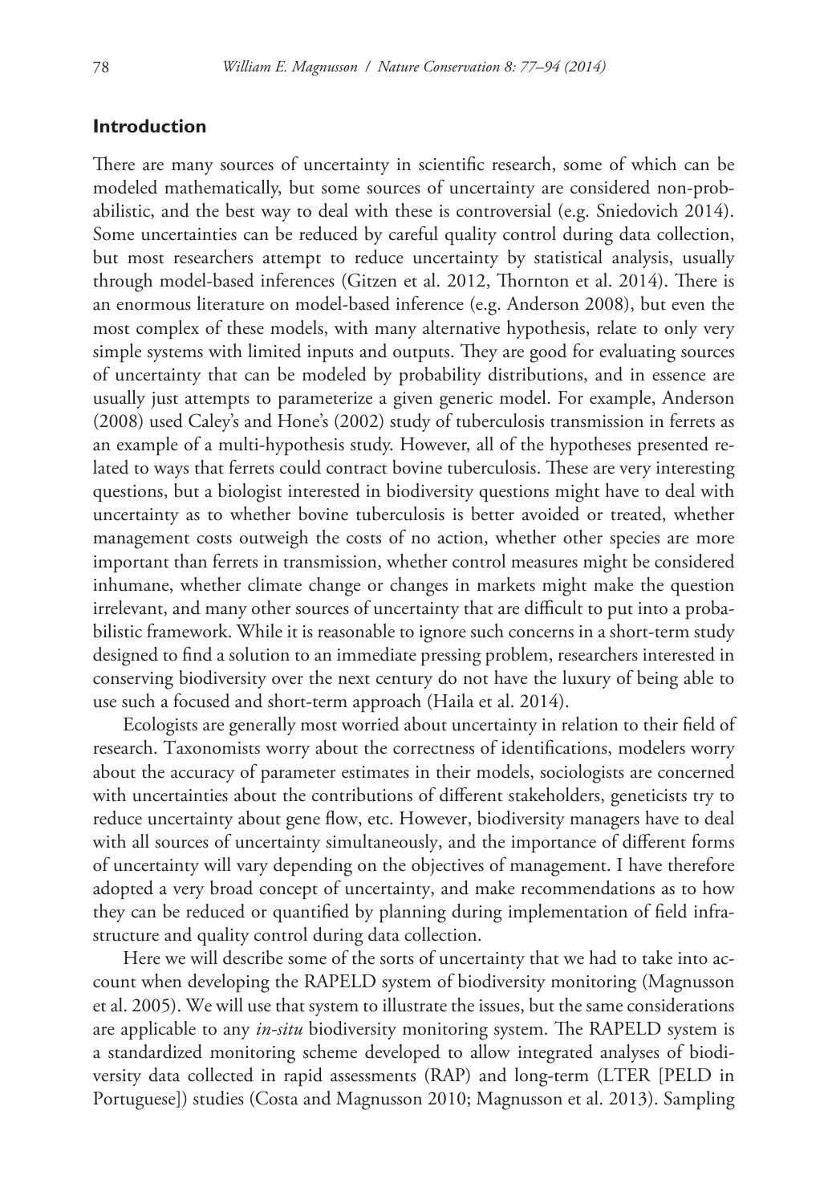## Introduction

There are many sources of uncertainty in scientific research, some of which can be modeled mathematically, but some sources of uncertainty are considered non-probabilistic, and the best way to deal with these is controversial (e.g. Sniedovich 2014). Some uncertainties can be reduced by careful quality control during data collection, but most researchers attempt to reduce uncertainty by statistical analysis, usually through model-based inferences (Gitzen et al. 2012, Thornton et al. 2014). There is an enormous literature on model-based inference (e.g. Anderson 2008), but even the most complex of these models, with many alternative hypothesis, relate to only very simple systems with limited inputs and outputs. They are good for evaluating sources of uncertainty that can be modeled by probability distributions, and in essence are usually just attempts to parameterize a given generic model. For example, Anderson (2008) used Caley's and Hone's (2002) study of tuberculosis transmission in ferrets as an example of a multi-hypothesis study. However, all of the hypotheses presented related to ways that ferrets could contract bovine tuberculosis. These are very interesting questions, but a biologist interested in biodiversity questions might have to deal with uncertainty as to whether bovine tuberculosis is better avoided or treated, whether management costs outweigh the costs of no action, whether other species are more important than ferrets in transmission, whether control measures might be considered inhumane, whether climate change or changes in markets might make the question irrelevant, and many other sources of uncertainty that are difficult to put into a probabilistic framework. While it is reasonable to ignore such concerns in a short-term study designed to find a solution to an immediate pressing problem, researchers interested in conserving biodiversity over the next century do not have the luxury of being able to use such a focused and short-term approach (Haila et al. 2014).

Ecologists are generally most worried about uncertainty in relation to their field of research. Taxonomists worry about the correctness of identifications, modelers worry about the accuracy of parameter estimates in their models, sociologists are concerned with uncertainties about the contributions of different stakeholders, geneticists try to reduce uncertainty about gene flow, etc. However, biodiversity managers have to deal with all sources of uncertainty simultaneously, and the importance of different forms of uncertainty will vary depending on the objectives of management. I have therefore adopted a very broad concept of uncertainty, and make recommendations as to how they can be reduced or quantified by planning during implementation of field infrastructure and quality control during data collection.

Here we will describe some of the sorts of uncertainty that we had to take into account when developing the RAPELD system of biodiversity monitoring (Magnusson et al. 2005). We will use that system to illustrate the issues, but the same considerations are applicable to any *in-situ* biodiversity monitoring system. The RAPELD system is a standardized monitoring scheme developed to allow integrated analyses of biodiversity data collected in rapid assessments (RAP) and long-term (LTER [PELD in Portuguese]) studies (Costa and Magnusson 2010; Magnusson et al. 2013). Sampling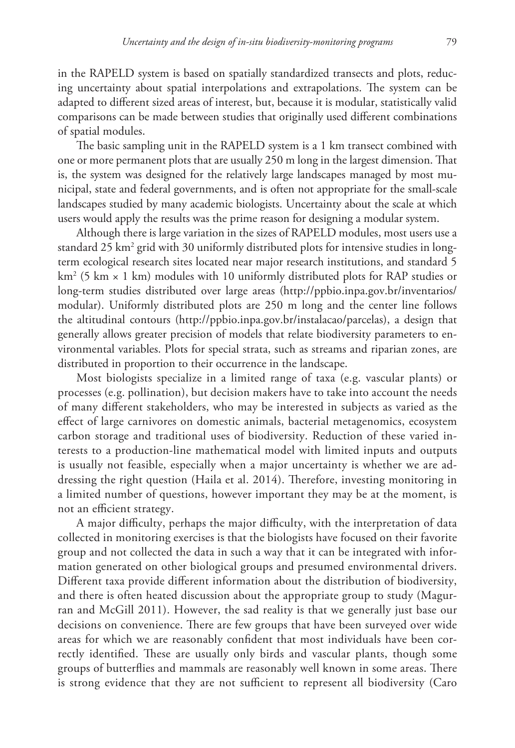in the RAPELD system is based on spatially standardized transects and plots, reducing uncertainty about spatial interpolations and extrapolations. The system can be adapted to different sized areas of interest, but, because it is modular, statistically valid comparisons can be made between studies that originally used different combinations of spatial modules.

The basic sampling unit in the RAPELD system is a 1 km transect combined with one or more permanent plots that are usually 250 m long in the largest dimension. That is, the system was designed for the relatively large landscapes managed by most municipal, state and federal governments, and is often not appropriate for the small-scale landscapes studied by many academic biologists. Uncertainty about the scale at which users would apply the results was the prime reason for designing a modular system.

Although there is large variation in the sizes of RAPELD modules, most users use a standard 25 $km^2$ grid with 30 uniformly distributed plots for intensive studies in long-term ecological research sites located near major research institutions, and standard 5 $km^2$ (5 km × 1 km) modules with 10 uniformly distributed plots for RAP studies or long-term studies distributed over large areas (http://ppbio.inpa.gov.br/inventarios/modular). Uniformly distributed plots are 250 m long and the center line follows the altitudinal contours (http://ppbio.inpa.gov.br/instalacao/parcelas), a design that generally allows greater precision of models that relate biodiversity parameters to environmental variables. Plots for special strata, such as streams and riparian zones, are distributed in proportion to their occurrence in the landscape.

Most biologists specialize in a limited range of taxa (e.g. vascular plants) or processes (e.g. pollination), but decision makers have to take into account the needs of many different stakeholders, who may be interested in subjects as varied as the effect of large carnivores on domestic animals, bacterial metagenomics, ecosystem carbon storage and traditional uses of biodiversity. Reduction of these varied interests to a production-line mathematical model with limited inputs and outputs is usually not feasible, especially when a major uncertainty is whether we are addressing the right question (Haila et al. 2014). Therefore, investing monitoring in a limited number of questions, however important they may be at the moment, is not an efficient strategy.

A major difficulty, perhaps the major difficulty, with the interpretation of data collected in monitoring exercises is that the biologists have focused on their favorite group and not collected the data in such a way that it can be integrated with information generated on other biological groups and presumed environmental drivers. Different taxa provide different information about the distribution of biodiversity, and there is often heated discussion about the appropriate group to study (Magurran and McGill 2011). However, the sad reality is that we generally just base our decisions on convenience. There are few groups that have been surveyed over wide areas for which we are reasonably confident that most individuals have been correctly identified. These are usually only birds and vascular plants, though some groups of butterflies and mammals are reasonably well known in some areas. There is strong evidence that they are not sufficient to represent all biodiversity (Caro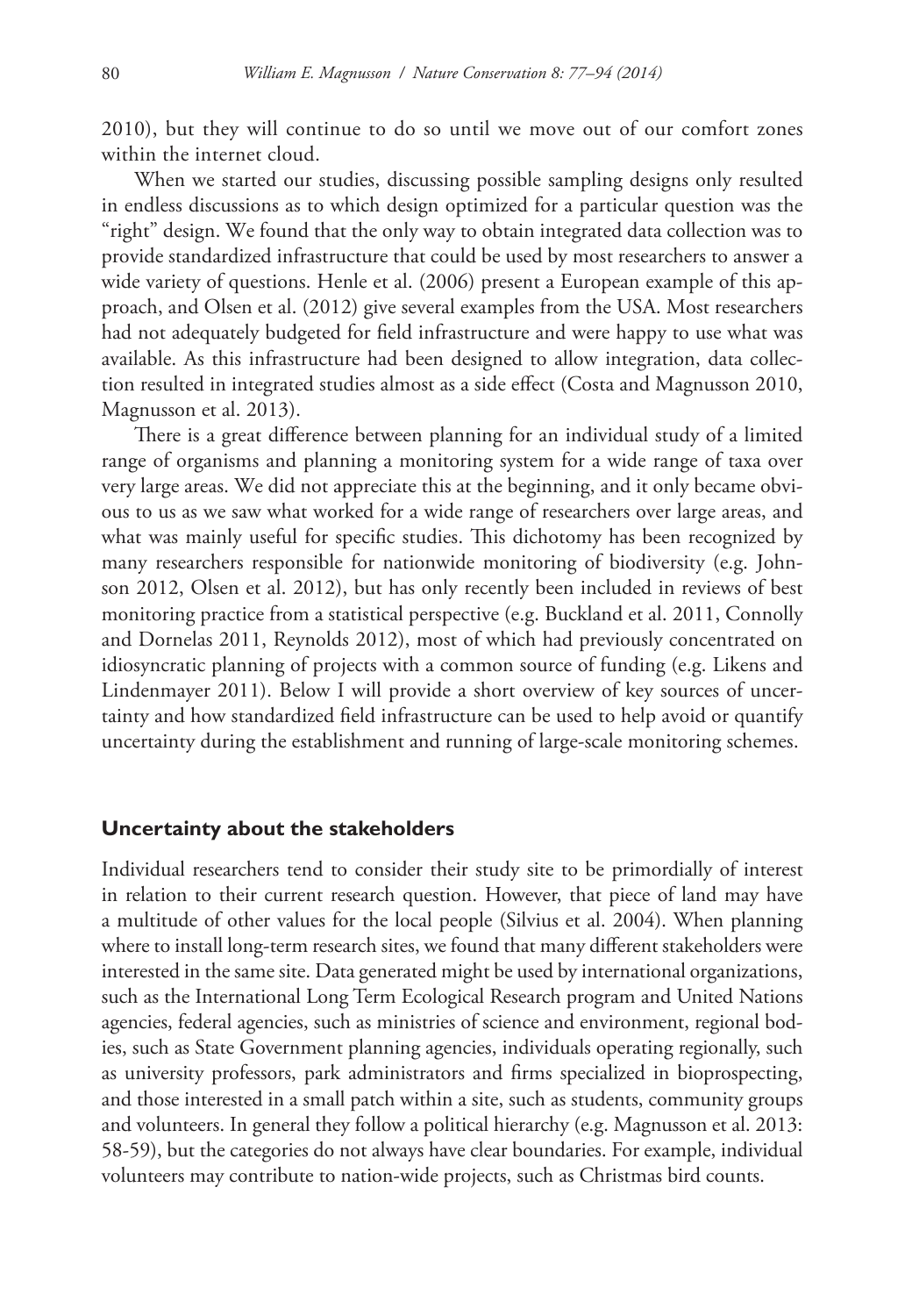2010), but they will continue to do so until we move out of our comfort zones within the internet cloud.

When we started our studies, discussing possible sampling designs only resulted in endless discussions as to which design optimized for a particular question was the "right" design. We found that the only way to obtain integrated data collection was to provide standardized infrastructure that could be used by most researchers to answer a wide variety of questions. Henle et al. (2006) present a European example of this approach, and Olsen et al. (2012) give several examples from the USA. Most researchers had not adequately budgeted for field infrastructure and were happy to use what was available. As this infrastructure had been designed to allow integration, data collection resulted in integrated studies almost as a side effect (Costa and Magnusson 2010, Magnusson et al. 2013).

There is a great difference between planning for an individual study of a limited range of organisms and planning a monitoring system for a wide range of taxa over very large areas. We did not appreciate this at the beginning, and it only became obvious to us as we saw what worked for a wide range of researchers over large areas, and what was mainly useful for specific studies. This dichotomy has been recognized by many researchers responsible for nationwide monitoring of biodiversity (e.g. Johnson 2012, Olsen et al. 2012), but has only recently been included in reviews of best monitoring practice from a statistical perspective (e.g. Buckland et al. 2011, Connolly and Dornelas 2011, Reynolds 2012), most of which had previously concentrated on idiosyncratic planning of projects with a common source of funding (e.g. Likens and Lindenmayer 2011). Below I will provide a short overview of key sources of uncertainty and how standardized field infrastructure can be used to help avoid or quantify uncertainty during the establishment and running of large-scale monitoring schemes.

## Uncertainty about the stakeholders

Individual researchers tend to consider their study site to be primordially of interest in relation to their current research question. However, that piece of land may have a multitude of other values for the local people (Silvius et al. 2004). When planning where to install long-term research sites, we found that many different stakeholders were interested in the same site. Data generated might be used by international organizations, such as the International Long Term Ecological Research program and United Nations agencies, federal agencies, such as ministries of science and environment, regional bodies, such as State Government planning agencies, individuals operating regionally, such as university professors, park administrators and firms specialized in bioprospecting, and those interested in a small patch within a site, such as students, community groups and volunteers. In general they follow a political hierarchy (e.g. Magnusson et al. 2013: 58-59), but the categories do not always have clear boundaries. For example, individual volunteers may contribute to nation-wide projects, such as Christmas bird counts.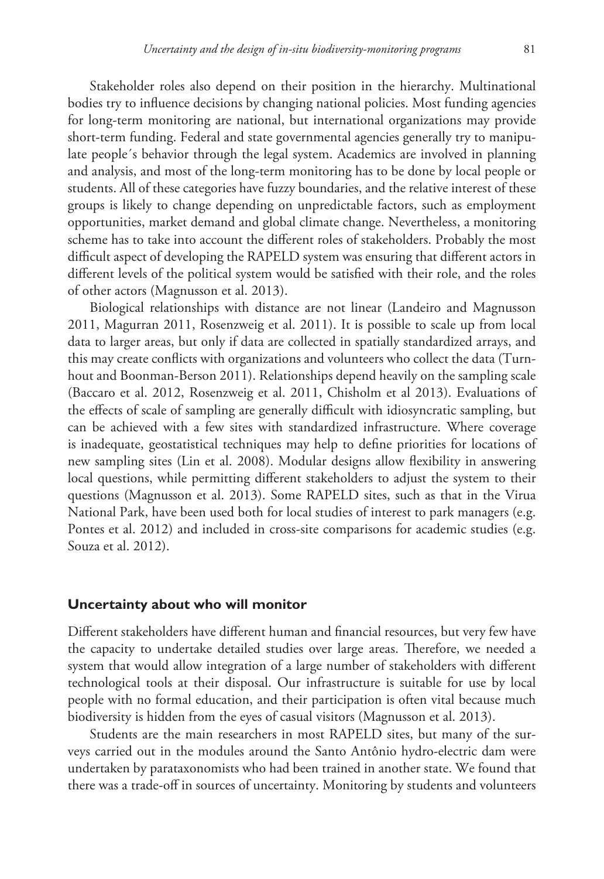Stakeholder roles also depend on their position in the hierarchy. Multinational bodies try to influence decisions by changing national policies. Most funding agencies for long-term monitoring are national, but international organizations may provide short-term funding. Federal and state governmental agencies generally try to manipulate people´s behavior through the legal system. Academics are involved in planning and analysis, and most of the long-term monitoring has to be done by local people or students. All of these categories have fuzzy boundaries, and the relative interest of these groups is likely to change depending on unpredictable factors, such as employment opportunities, market demand and global climate change. Nevertheless, a monitoring scheme has to take into account the different roles of stakeholders. Probably the most difficult aspect of developing the RAPELD system was ensuring that different actors in different levels of the political system would be satisfied with their role, and the roles of other actors (Magnusson et al. 2013).

Biological relationships with distance are not linear (Landeiro and Magnusson 2011, Magurran 2011, Rosenzweig et al. 2011). It is possible to scale up from local data to larger areas, but only if data are collected in spatially standardized arrays, and this may create conflicts with organizations and volunteers who collect the data (Turnhout and Boonman-Berson 2011). Relationships depend heavily on the sampling scale (Baccaro et al. 2012, Rosenzweig et al. 2011, Chisholm et al 2013). Evaluations of the effects of scale of sampling are generally difficult with idiosyncratic sampling, but can be achieved with a few sites with standardized infrastructure. Where coverage is inadequate, geostatistical techniques may help to define priorities for locations of new sampling sites (Lin et al. 2008). Modular designs allow flexibility in answering local questions, while permitting different stakeholders to adjust the system to their questions (Magnusson et al. 2013). Some RAPELD sites, such as that in the Virua National Park, have been used both for local studies of interest to park managers (e.g. Pontes et al. 2012) and included in cross-site comparisons for academic studies (e.g. Souza et al. 2012).

## Uncertainty about who will monitor

Different stakeholders have different human and financial resources, but very few have the capacity to undertake detailed studies over large areas. Therefore, we needed a system that would allow integration of a large number of stakeholders with different technological tools at their disposal. Our infrastructure is suitable for use by local people with no formal education, and their participation is often vital because much biodiversity is hidden from the eyes of casual visitors (Magnusson et al. 2013).

Students are the main researchers in most RAPELD sites, but many of the surveys carried out in the modules around the Santo Antônio hydro-electric dam were undertaken by parataxonomists who had been trained in another state. We found that there was a trade-off in sources of uncertainty. Monitoring by students and volunteers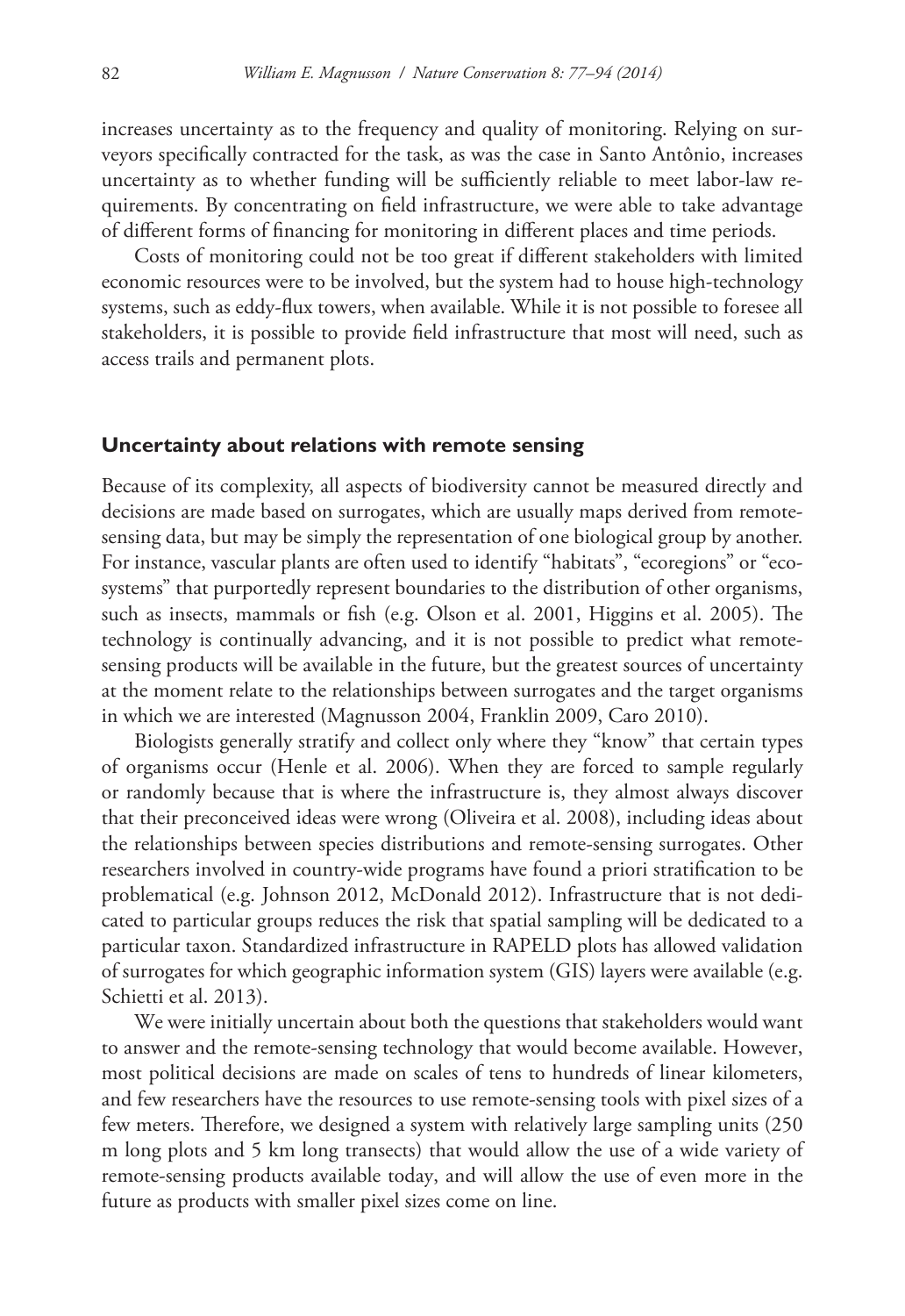increases uncertainty as to the frequency and quality of monitoring. Relying on surveyors specifically contracted for the task, as was the case in Santo Antônio, increases uncertainty as to whether funding will be sufficiently reliable to meet labor-law requirements. By concentrating on field infrastructure, we were able to take advantage of different forms of financing for monitoring in different places and time periods.

Costs of monitoring could not be too great if different stakeholders with limited economic resources were to be involved, but the system had to house high-technology systems, such as eddy-flux towers, when available. While it is not possible to foresee all stakeholders, it is possible to provide field infrastructure that most will need, such as access trails and permanent plots.

## Uncertainty about relations with remote sensing

Because of its complexity, all aspects of biodiversity cannot be measured directly and decisions are made based on surrogates, which are usually maps derived from remote-sensing data, but may be simply the representation of one biological group by another. For instance, vascular plants are often used to identify "habitats", "ecoregions" or "ecosystems" that purportedly represent boundaries to the distribution of other organisms, such as insects, mammals or fish (e.g. Olson et al. 2001, Higgins et al. 2005). The technology is continually advancing, and it is not possible to predict what remote-sensing products will be available in the future, but the greatest sources of uncertainty at the moment relate to the relationships between surrogates and the target organisms in which we are interested (Magnusson 2004, Franklin 2009, Caro 2010).

Biologists generally stratify and collect only where they "know" that certain types of organisms occur (Henle et al. 2006). When they are forced to sample regularly or randomly because that is where the infrastructure is, they almost always discover that their preconceived ideas were wrong (Oliveira et al. 2008), including ideas about the relationships between species distributions and remote-sensing surrogates. Other researchers involved in country-wide programs have found a priori stratification to be problematical (e.g. Johnson 2012, McDonald 2012). Infrastructure that is not dedicated to particular groups reduces the risk that spatial sampling will be dedicated to a particular taxon. Standardized infrastructure in RAPELD plots has allowed validation of surrogates for which geographic information system (GIS) layers were available (e.g. Schietti et al. 2013).

We were initially uncertain about both the questions that stakeholders would want to answer and the remote-sensing technology that would become available. However, most political decisions are made on scales of tens to hundreds of linear kilometers, and few researchers have the resources to use remote-sensing tools with pixel sizes of a few meters. Therefore, we designed a system with relatively large sampling units (250 m long plots and 5 km long transects) that would allow the use of a wide variety of remote-sensing products available today, and will allow the use of even more in the future as products with smaller pixel sizes come on line.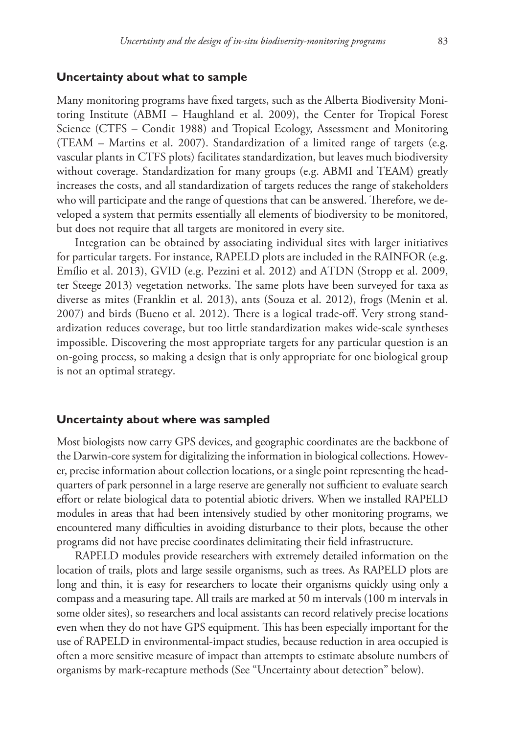## Uncertainty about what to sample

Many monitoring programs have fixed targets, such as the Alberta Biodiversity Monitoring Institute (ABMI – Haughland et al. 2009), the Center for Tropical Forest Science (CTFS – Condit 1988) and Tropical Ecology, Assessment and Monitoring (TEAM – Martins et al. 2007). Standardization of a limited range of targets (e.g. vascular plants in CTFS plots) facilitates standardization, but leaves much biodiversity without coverage. Standardization for many groups (e.g. ABMI and TEAM) greatly increases the costs, and all standardization of targets reduces the range of stakeholders who will participate and the range of questions that can be answered. Therefore, we developed a system that permits essentially all elements of biodiversity to be monitored, but does not require that all targets are monitored in every site.

Integration can be obtained by associating individual sites with larger initiatives for particular targets. For instance, RAPELD plots are included in the RAINFOR (e.g. Emílio et al. 2013), GVID (e.g. Pezzini et al. 2012) and ATDN (Stropp et al. 2009, ter Steege 2013) vegetation networks. The same plots have been surveyed for taxa as diverse as mites (Franklin et al. 2013), ants (Souza et al. 2012), frogs (Menin et al. 2007) and birds (Bueno et al. 2012). There is a logical trade-off. Very strong standardization reduces coverage, but too little standardization makes wide-scale syntheses impossible. Discovering the most appropriate targets for any particular question is an on-going process, so making a design that is only appropriate for one biological group is not an optimal strategy.

## Uncertainty about where was sampled

Most biologists now carry GPS devices, and geographic coordinates are the backbone of the Darwin-core system for digitalizing the information in biological collections. However, precise information about collection locations, or a single point representing the headquarters of park personnel in a large reserve are generally not sufficient to evaluate search effort or relate biological data to potential abiotic drivers. When we installed RAPELD modules in areas that had been intensively studied by other monitoring programs, we encountered many difficulties in avoiding disturbance to their plots, because the other programs did not have precise coordinates delimitating their field infrastructure.

RAPELD modules provide researchers with extremely detailed information on the location of trails, plots and large sessile organisms, such as trees. As RAPELD plots are long and thin, it is easy for researchers to locate their organisms quickly using only a compass and a measuring tape. All trails are marked at 50 m intervals (100 m intervals in some older sites), so researchers and local assistants can record relatively precise locations even when they do not have GPS equipment. This has been especially important for the use of RAPELD in environmental-impact studies, because reduction in area occupied is often a more sensitive measure of impact than attempts to estimate absolute numbers of organisms by mark-recapture methods (See "Uncertainty about detection" below).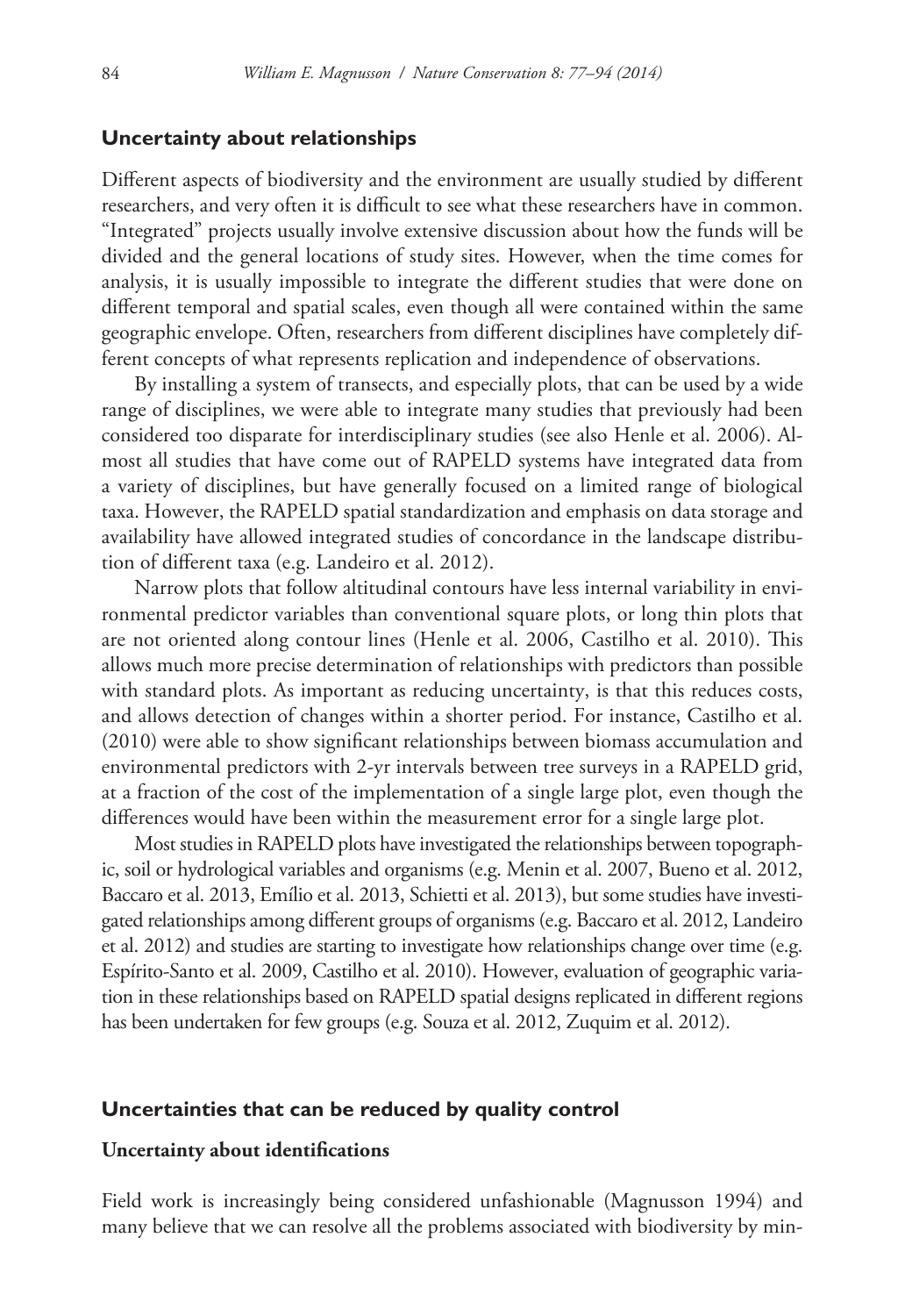## Uncertainty about relationships

Different aspects of biodiversity and the environment are usually studied by different researchers, and very often it is difficult to see what these researchers have in common. "Integrated" projects usually involve extensive discussion about how the funds will be divided and the general locations of study sites. However, when the time comes for analysis, it is usually impossible to integrate the different studies that were done on different temporal and spatial scales, even though all were contained within the same geographic envelope. Often, researchers from different disciplines have completely different concepts of what represents replication and independence of observations.

By installing a system of transects, and especially plots, that can be used by a wide range of disciplines, we were able to integrate many studies that previously had been considered too disparate for interdisciplinary studies (see also Henle et al. 2006). Almost all studies that have come out of RAPELD systems have integrated data from a variety of disciplines, but have generally focused on a limited range of biological taxa. However, the RAPELD spatial standardization and emphasis on data storage and availability have allowed integrated studies of concordance in the landscape distribution of different taxa (e.g. Landeiro et al. 2012).

Narrow plots that follow altitudinal contours have less internal variability in environmental predictor variables than conventional square plots, or long thin plots that are not oriented along contour lines (Henle et al. 2006, Castilho et al. 2010). This allows much more precise determination of relationships with predictors than possible with standard plots. As important as reducing uncertainty, is that this reduces costs, and allows detection of changes within a shorter period. For instance, Castilho et al. (2010) were able to show significant relationships between biomass accumulation and environmental predictors with 2-yr intervals between tree surveys in a RAPELD grid, at a fraction of the cost of the implementation of a single large plot, even though the differences would have been within the measurement error for a single large plot.

Most studies in RAPELD plots have investigated the relationships between topographic, soil or hydrological variables and organisms (e.g. Menin et al. 2007, Bueno et al. 2012, Baccaro et al. 2013, Emílio et al. 2013, Schietti et al. 2013), but some studies have investigated relationships among different groups of organisms (e.g. Baccaro et al. 2012, Landeiro et al. 2012) and studies are starting to investigate how relationships change over time (e.g. Espírito-Santo et al. 2009, Castilho et al. 2010). However, evaluation of geographic variation in these relationships based on RAPELD spatial designs replicated in different regions has been undertaken for few groups (e.g. Souza et al. 2012, Zuquim et al. 2012).

## Uncertainties that can be reduced by quality control

### Uncertainty about identifications

Field work is increasingly being considered unfashionable (Magnusson 1994) and many believe that we can resolve all the problems associated with biodiversity by min-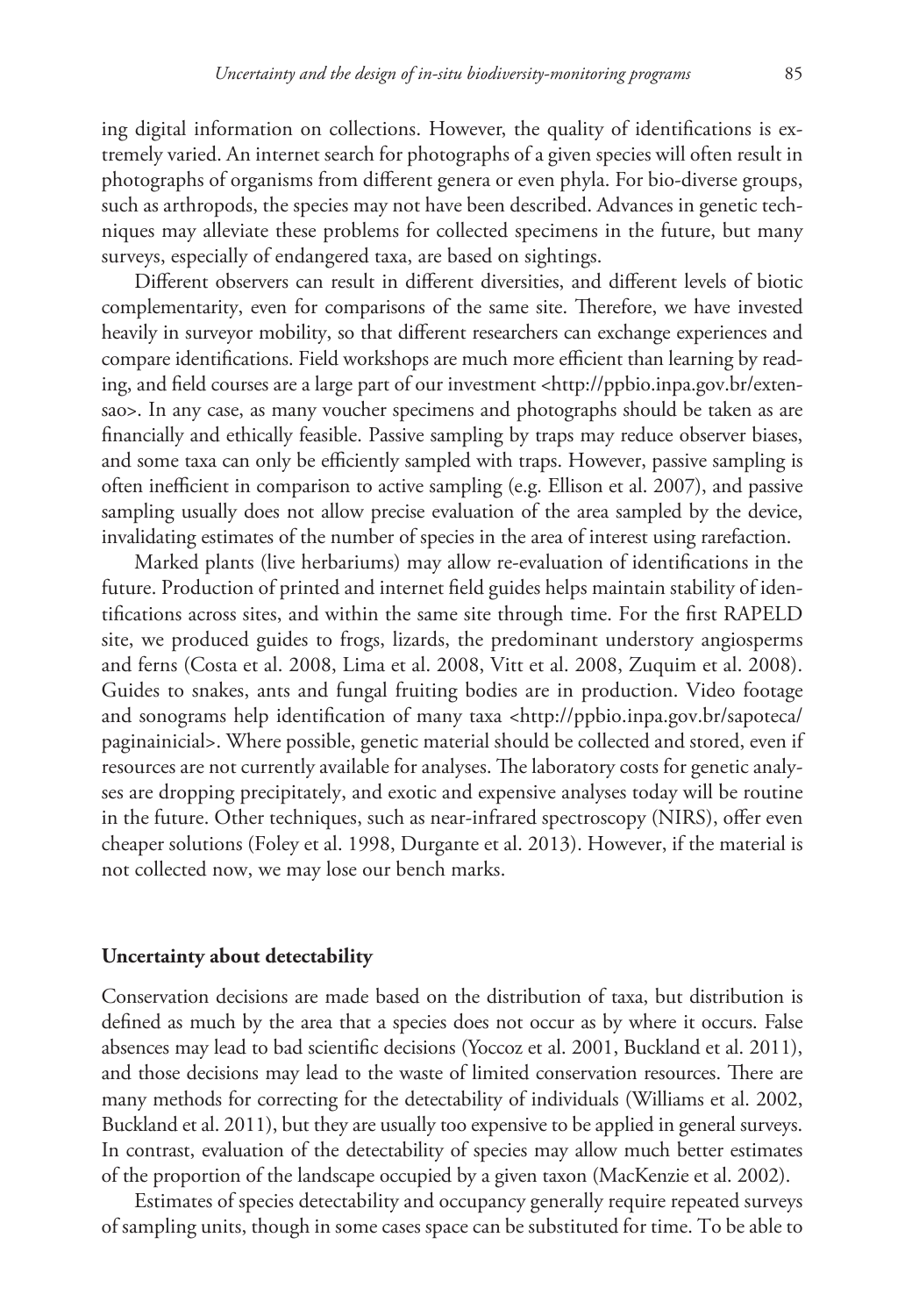ing digital information on collections. However, the quality of identifications is extremely varied. An internet search for photographs of a given species will often result in photographs of organisms from different genera or even phyla. For bio-diverse groups, such as arthropods, the species may not have been described. Advances in genetic techniques may alleviate these problems for collected specimens in the future, but many surveys, especially of endangered taxa, are based on sightings.

Different observers can result in different diversities, and different levels of biotic complementarity, even for comparisons of the same site. Therefore, we have invested heavily in surveyor mobility, so that different researchers can exchange experiences and compare identifications. Field workshops are much more efficient than learning by reading, and field courses are a large part of our investment <http://ppbio.inpa.gov.br/extensao>. In any case, as many voucher specimens and photographs should be taken as are financially and ethically feasible. Passive sampling by traps may reduce observer biases, and some taxa can only be efficiently sampled with traps. However, passive sampling is often inefficient in comparison to active sampling (e.g. Ellison et al. 2007), and passive sampling usually does not allow precise evaluation of the area sampled by the device, invalidating estimates of the number of species in the area of interest using rarefaction.

Marked plants (live herbariums) may allow re-evaluation of identifications in the future. Production of printed and internet field guides helps maintain stability of identifications across sites, and within the same site through time. For the first RAPELD site, we produced guides to frogs, lizards, the predominant understory angiosperms and ferns (Costa et al. 2008, Lima et al. 2008, Vitt et al. 2008, Zuquim et al. 2008). Guides to snakes, ants and fungal fruiting bodies are in production. Video footage and sonograms help identification of many taxa <http://ppbio.inpa.gov.br/sapoteca/paginainicial>. Where possible, genetic material should be collected and stored, even if resources are not currently available for analyses. The laboratory costs for genetic analyses are dropping precipitately, and exotic and expensive analyses today will be routine in the future. Other techniques, such as near-infrared spectroscopy (NIRS), offer even cheaper solutions (Foley et al. 1998, Durgante et al. 2013). However, if the material is not collected now, we may lose our bench marks.

## Uncertainty about detectability

Conservation decisions are made based on the distribution of taxa, but distribution is defined as much by the area that a species does not occur as by where it occurs. False absences may lead to bad scientific decisions (Yoccoz et al. 2001, Buckland et al. 2011), and those decisions may lead to the waste of limited conservation resources. There are many methods for correcting for the detectability of individuals (Williams et al. 2002, Buckland et al. 2011), but they are usually too expensive to be applied in general surveys. In contrast, evaluation of the detectability of species may allow much better estimates of the proportion of the landscape occupied by a given taxon (MacKenzie et al. 2002).

Estimates of species detectability and occupancy generally require repeated surveys of sampling units, though in some cases space can be substituted for time. To be able to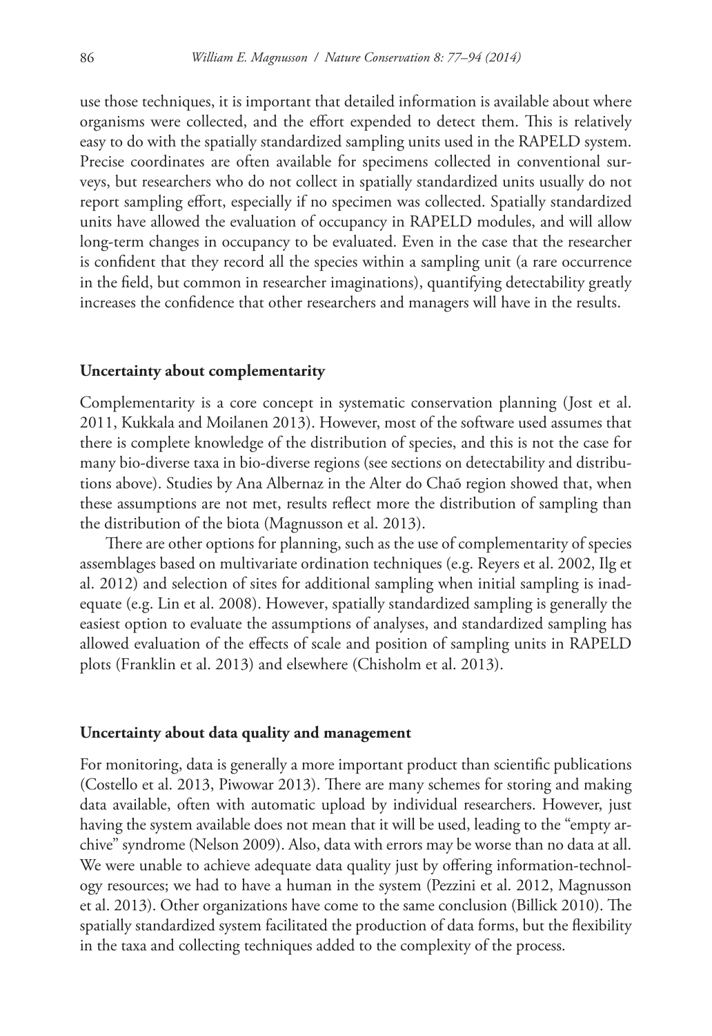use those techniques, it is important that detailed information is available about where organisms were collected, and the effort expended to detect them. This is relatively easy to do with the spatially standardized sampling units used in the RAPELD system. Precise coordinates are often available for specimens collected in conventional surveys, but researchers who do not collect in spatially standardized units usually do not report sampling effort, especially if no specimen was collected. Spatially standardized units have allowed the evaluation of occupancy in RAPELD modules, and will allow long-term changes in occupancy to be evaluated. Even in the case that the researcher is confident that they record all the species within a sampling unit (a rare occurrence in the field, but common in researcher imaginations), quantifying detectability greatly increases the confidence that other researchers and managers will have in the results.

### Uncertainty about complementarity

Complementarity is a core concept in systematic conservation planning (Jost et al. 2011, Kukkala and Moilanen 2013). However, most of the software used assumes that there is complete knowledge of the distribution of species, and this is not the case for many bio-diverse taxa in bio-diverse regions (see sections on detectability and distributions above). Studies by Ana Albernaz in the Alter do Chaõ region showed that, when these assumptions are not met, results reflect more the distribution of sampling than the distribution of the biota (Magnusson et al. 2013).

There are other options for planning, such as the use of complementarity of species assemblages based on multivariate ordination techniques (e.g. Reyers et al. 2002, Ilg et al. 2012) and selection of sites for additional sampling when initial sampling is inadequate (e.g. Lin et al. 2008). However, spatially standardized sampling is generally the easiest option to evaluate the assumptions of analyses, and standardized sampling has allowed evaluation of the effects of scale and position of sampling units in RAPELD plots (Franklin et al. 2013) and elsewhere (Chisholm et al. 2013).

### Uncertainty about data quality and management

For monitoring, data is generally a more important product than scientific publications (Costello et al. 2013, Piwowar 2013). There are many schemes for storing and making data available, often with automatic upload by individual researchers. However, just having the system available does not mean that it will be used, leading to the "empty archive" syndrome (Nelson 2009). Also, data with errors may be worse than no data at all. We were unable to achieve adequate data quality just by offering information-technology resources; we had to have a human in the system (Pezzini et al. 2012, Magnusson et al. 2013). Other organizations have come to the same conclusion (Billick 2010). The spatially standardized system facilitated the production of data forms, but the flexibility in the taxa and collecting techniques added to the complexity of the process.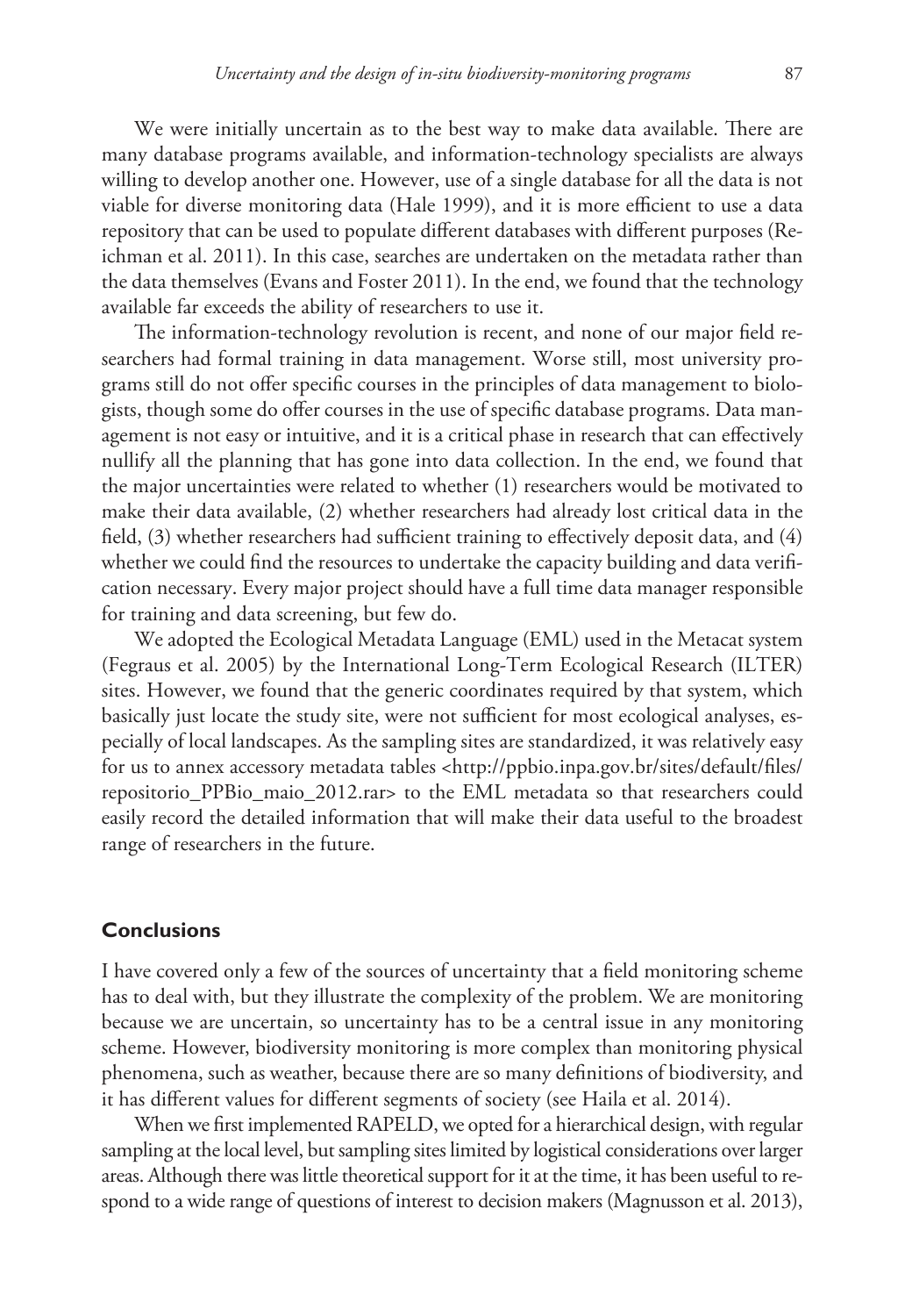We were initially uncertain as to the best way to make data available. There are many database programs available, and information-technology specialists are always willing to develop another one. However, use of a single database for all the data is not viable for diverse monitoring data (Hale 1999), and it is more efficient to use a data repository that can be used to populate different databases with different purposes (Reichman et al. 2011). In this case, searches are undertaken on the metadata rather than the data themselves (Evans and Foster 2011). In the end, we found that the technology available far exceeds the ability of researchers to use it.

The information-technology revolution is recent, and none of our major field researchers had formal training in data management. Worse still, most university programs still do not offer specific courses in the principles of data management to biologists, though some do offer courses in the use of specific database programs. Data management is not easy or intuitive, and it is a critical phase in research that can effectively nullify all the planning that has gone into data collection. In the end, we found that the major uncertainties were related to whether (1) researchers would be motivated to make their data available, (2) whether researchers had already lost critical data in the field, (3) whether researchers had sufficient training to effectively deposit data, and (4) whether we could find the resources to undertake the capacity building and data verification necessary. Every major project should have a full time data manager responsible for training and data screening, but few do.

We adopted the Ecological Metadata Language (EML) used in the Metacat system (Fegraus et al. 2005) by the International Long-Term Ecological Research (ILTER) sites. However, we found that the generic coordinates required by that system, which basically just locate the study site, were not sufficient for most ecological analyses, especially of local landscapes. As the sampling sites are standardized, it was relatively easy for us to annex accessory metadata tables <http://ppbio.inpa.gov.br/sites/default/files/repositorio_PPBio_maio_2012.rar> to the EML metadata so that researchers could easily record the detailed information that will make their data useful to the broadest range of researchers in the future.

## Conclusions

I have covered only a few of the sources of uncertainty that a field monitoring scheme has to deal with, but they illustrate the complexity of the problem. We are monitoring because we are uncertain, so uncertainty has to be a central issue in any monitoring scheme. However, biodiversity monitoring is more complex than monitoring physical phenomena, such as weather, because there are so many definitions of biodiversity, and it has different values for different segments of society (see Haila et al. 2014).

When we first implemented RAPELD, we opted for a hierarchical design, with regular sampling at the local level, but sampling sites limited by logistical considerations over larger areas. Although there was little theoretical support for it at the time, it has been useful to respond to a wide range of questions of interest to decision makers (Magnusson et al. 2013),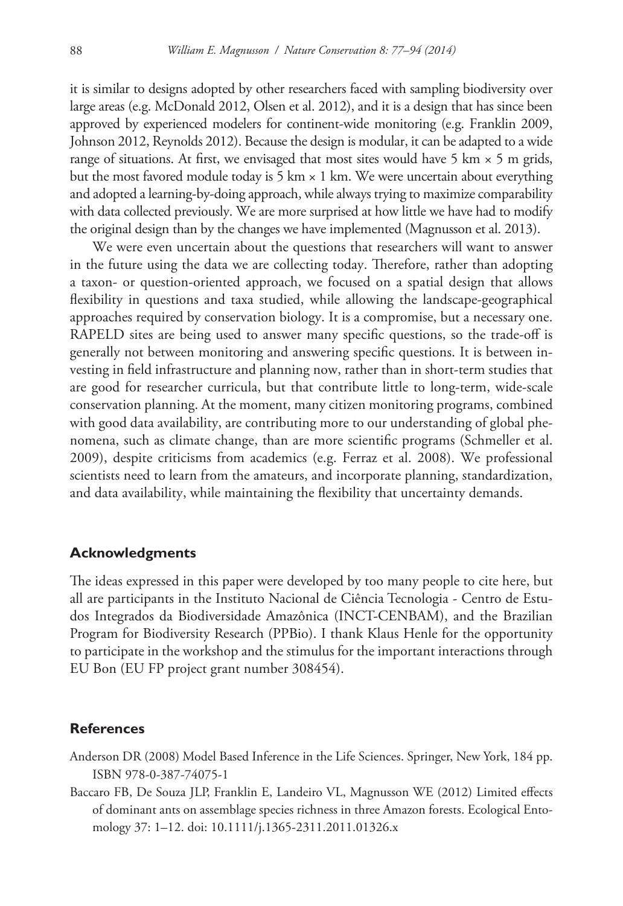it is similar to designs adopted by other researchers faced with sampling biodiversity over large areas (e.g. McDonald 2012, Olsen et al. 2012), and it is a design that has since been approved by experienced modelers for continent-wide monitoring (e.g. Franklin 2009, Johnson 2012, Reynolds 2012). Because the design is modular, it can be adapted to a wide range of situations. At first, we envisaged that most sites would have 5 km × 5 m grids, but the most favored module today is 5 km × 1 km. We were uncertain about everything and adopted a learning-by-doing approach, while always trying to maximize comparability with data collected previously. We are more surprised at how little we have had to modify the original design than by the changes we have implemented (Magnusson et al. 2013).

We were even uncertain about the questions that researchers will want to answer in the future using the data we are collecting today. Therefore, rather than adopting a taxon- or question-oriented approach, we focused on a spatial design that allows flexibility in questions and taxa studied, while allowing the landscape-geographical approaches required by conservation biology. It is a compromise, but a necessary one. RAPELD sites are being used to answer many specific questions, so the trade-off is generally not between monitoring and answering specific questions. It is between investing in field infrastructure and planning now, rather than in short-term studies that are good for researcher curricula, but that contribute little to long-term, wide-scale conservation planning. At the moment, many citizen monitoring programs, combined with good data availability, are contributing more to our understanding of global phenomena, such as climate change, than are more scientific programs (Schmeller et al. 2009), despite criticisms from academics (e.g. Ferraz et al. 2008). We professional scientists need to learn from the amateurs, and incorporate planning, standardization, and data availability, while maintaining the flexibility that uncertainty demands.

## Acknowledgments

The ideas expressed in this paper were developed by too many people to cite here, but all are participants in the Instituto Nacional de Ciência Tecnologia - Centro de Estudos Integrados da Biodiversidade Amazônica (INCT-CENBAM), and the Brazilian Program for Biodiversity Research (PPBio). I thank Klaus Henle for the opportunity to participate in the workshop and the stimulus for the important interactions through EU Bon (EU FP project grant number 308454).

## References

Anderson DR (2008) Model Based Inference in the Life Sciences. Springer, New York, 184 pp. ISBN 978-0-387-74075-1

Baccaro FB, De Souza JLP, Franklin E, Landeiro VL, Magnusson WE (2012) Limited effects of dominant ants on assemblage species richness in three Amazon forests. Ecological Entomology 37: 1–12. doi: 10.1111/j.1365-2311.2011.01326.x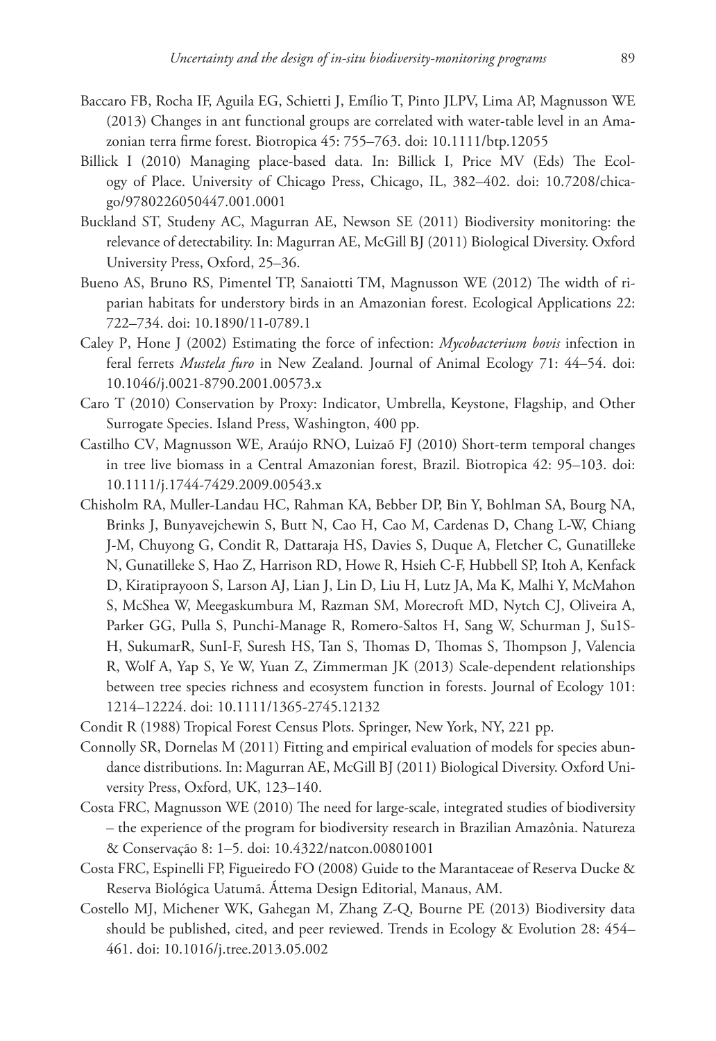Baccaro FB, Rocha IF, Aguila EG, Schietti J, Emílio T, Pinto JLPV, Lima AP, Magnusson WE (2013) Changes in ant functional groups are correlated with water-table level in an Amazonian terra firme forest. Biotropica 45: 755–763. doi: 10.1111/btp.12055

Billick I (2010) Managing place-based data. In: Billick I, Price MV (Eds) The Ecology of Place. University of Chicago Press, Chicago, IL, 382–402. doi: 10.7208/chicago/9780226050447.001.0001

Buckland ST, Studeny AC, Magurran AE, Newson SE (2011) Biodiversity monitoring: the relevance of detectability. In: Magurran AE, McGill BJ (2011) Biological Diversity. Oxford University Press, Oxford, 25–36.

Bueno AS, Bruno RS, Pimentel TP, Sanaiotti TM, Magnusson WE (2012) The width of riparian habitats for understory birds in an Amazonian forest. Ecological Applications 22: 722–734. doi: 10.1890/11-0789.1

Caley P, Hone J (2002) Estimating the force of infection: *Mycobacterium bovis* infection in feral ferrets *Mustela furo* in New Zealand. Journal of Animal Ecology 71: 44–54. doi: 10.1046/j.0021-8790.2001.00573.x

Caro T (2010) Conservation by Proxy: Indicator, Umbrella, Keystone, Flagship, and Other Surrogate Species. Island Press, Washington, 400 pp.

Castilho CV, Magnusson WE, Araújo RNO, Luizaõ FJ (2010) Short-term temporal changes in tree live biomass in a Central Amazonian forest, Brazil. Biotropica 42: 95–103. doi: 10.1111/j.1744-7429.2009.00543.x

Chisholm RA, Muller-Landau HC, Rahman KA, Bebber DP, Bin Y, Bohlman SA, Bourg NA, Brinks J, Bunyavejchewin S, Butt N, Cao H, Cao M, Cardenas D, Chang L-W, Chiang J-M, Chuyong G, Condit R, Dattaraja HS, Davies S, Duque A, Fletcher C, Gunatilleke N, Gunatilleke S, Hao Z, Harrison RD, Howe R, Hsieh C-F, Hubbell SP, Itoh A, Kenfack D, Kiratiprayoon S, Larson AJ, Lian J, Lin D, Liu H, Lutz JA, Ma K, Malhi Y, McMahon S, McShea W, Meegaskumbura M, Razman SM, Morecroft MD, Nytch CJ, Oliveira A, Parker GG, Pulla S, Punchi-Manage R, Romero-Saltos H, Sang W, Schurman J, Su1S-H, SukumarR, SunI-F, Suresh HS, Tan S, Thomas D, Thomas S, Thompson J, Valencia R, Wolf A, Yap S, Ye W, Yuan Z, Zimmerman JK (2013) Scale-dependent relationships between tree species richness and ecosystem function in forests. Journal of Ecology 101: 1214–12224. doi: 10.1111/1365-2745.12132

Condit R (1988) Tropical Forest Census Plots. Springer, New York, NY, 221 pp.

Connolly SR, Dornelas M (2011) Fitting and empirical evaluation of models for species abundance distributions. In: Magurran AE, McGill BJ (2011) Biological Diversity. Oxford University Press, Oxford, UK, 123–140.

Costa FRC, Magnusson WE (2010) The need for large-scale, integrated studies of biodiversity – the experience of the program for biodiversity research in Brazilian Amazônia. Natureza & Conservação 8: 1–5. doi: 10.4322/natcon.00801001

Costa FRC, Espinelli FP, Figueiredo FO (2008) Guide to the Marantaceae of Reserva Ducke & Reserva Biológica Uatumã. Áttema Design Editorial, Manaus, AM.

Costello MJ, Michener WK, Gahegan M, Zhang Z-Q, Bourne PE (2013) Biodiversity data should be published, cited, and peer reviewed. Trends in Ecology & Evolution 28: 454–461. doi: 10.1016/j.tree.2013.05.002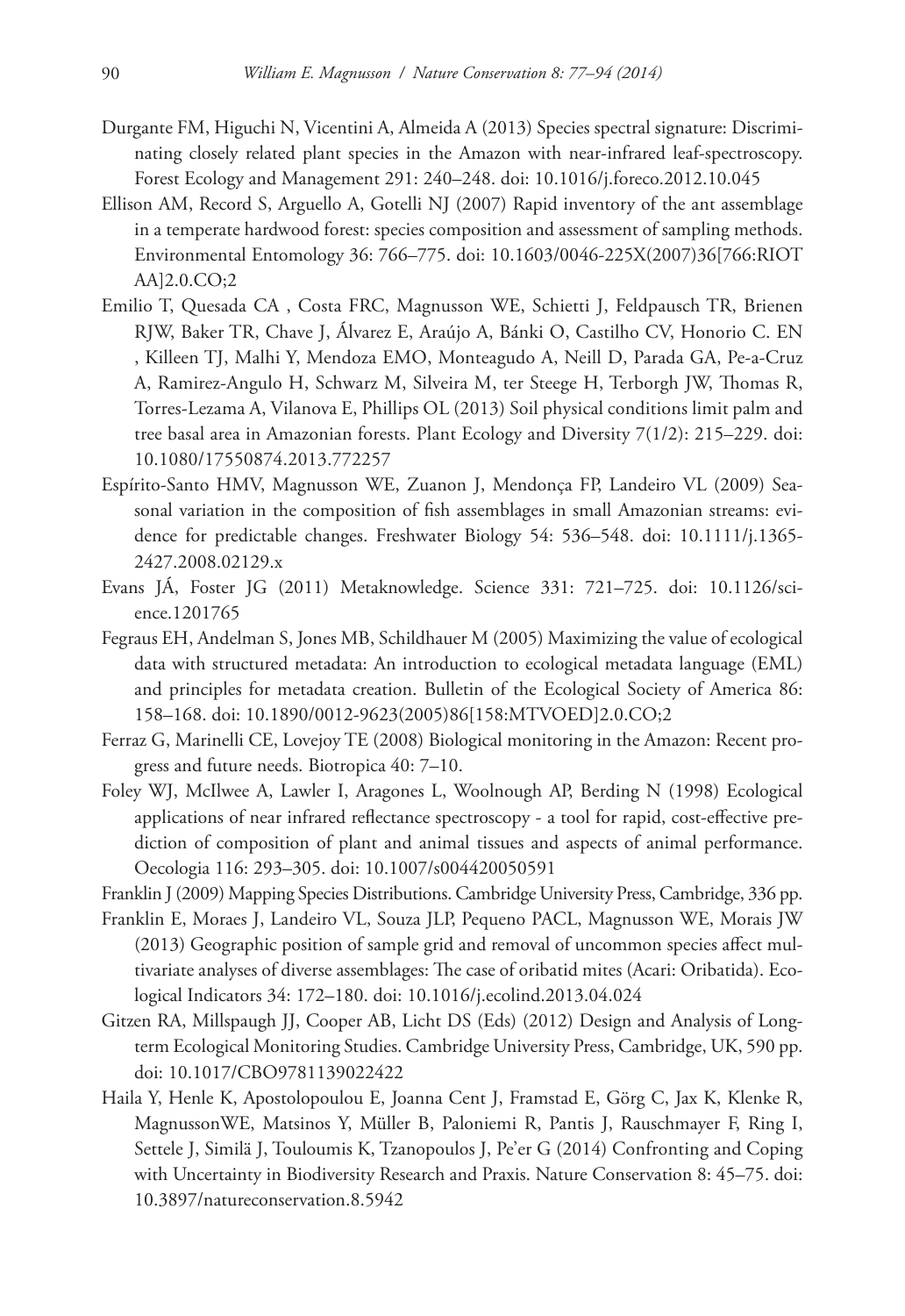Durgante FM, Higuchi N, Vicentini A, Almeida A (2013) Species spectral signature: Discriminating closely related plant species in the Amazon with near-infrared leaf-spectroscopy. Forest Ecology and Management 291: 240–248. doi: 10.1016/j.foreco.2012.10.045

Ellison AM, Record S, Arguello A, Gotelli NJ (2007) Rapid inventory of the ant assemblage in a temperate hardwood forest: species composition and assessment of sampling methods. Environmental Entomology 36: 766–775. doi: 10.1603/0046-225X(2007)36[766:RIOTAA]2.0.CO;2

Emilio T, Quesada CA , Costa FRC, Magnusson WE, Schietti J, Feldpausch TR, Brienen RJW, Baker TR, Chave J, Álvarez E, Araújo A, Bánki O, Castilho CV, Honorio C. EN , Killeen TJ, Malhi Y, Mendoza EMO, Monteagudo A, Neill D, Parada GA, Pe-a-Cruz A, Ramirez-Angulo H, Schwarz M, Silveira M, ter Steege H, Terborgh JW, Thomas R, Torres-Lezama A, Vilanova E, Phillips OL (2013) Soil physical conditions limit palm and tree basal area in Amazonian forests. Plant Ecology and Diversity 7(1/2): 215–229. doi: 10.1080/17550874.2013.772257

Espírito-Santo HMV, Magnusson WE, Zuanon J, Mendonça FP, Landeiro VL (2009) Seasonal variation in the composition of fish assemblages in small Amazonian streams: evidence for predictable changes. Freshwater Biology 54: 536–548. doi: 10.1111/j.1365-2427.2008.02129.x

Evans JÁ, Foster JG (2011) Metaknowledge. Science 331: 721–725. doi: 10.1126/science.1201765

Fegraus EH, Andelman S, Jones MB, Schildhauer M (2005) Maximizing the value of ecological data with structured metadata: An introduction to ecological metadata language (EML) and principles for metadata creation. Bulletin of the Ecological Society of America 86: 158–168. doi: 10.1890/0012-9623(2005)86[158:MTVOED]2.0.CO;2

Ferraz G, Marinelli CE, Lovejoy TE (2008) Biological monitoring in the Amazon: Recent progress and future needs. Biotropica 40: 7–10.

Foley WJ, McIlwee A, Lawler I, Aragones L, Woolnough AP, Berding N (1998) Ecological applications of near infrared reflectance spectroscopy - a tool for rapid, cost-effective prediction of composition of plant and animal tissues and aspects of animal performance. Oecologia 116: 293–305. doi: 10.1007/s004420050591

Franklin J (2009) Mapping Species Distributions. Cambridge University Press, Cambridge, 336 pp.

Franklin E, Moraes J, Landeiro VL, Souza JLP, Pequeno PACL, Magnusson WE, Morais JW (2013) Geographic position of sample grid and removal of uncommon species affect multivariate analyses of diverse assemblages: The case of oribatid mites (Acari: Oribatida). Ecological Indicators 34: 172–180. doi: 10.1016/j.ecolind.2013.04.024

Gitzen RA, Millspaugh JJ, Cooper AB, Licht DS (Eds) (2012) Design and Analysis of Long-term Ecological Monitoring Studies. Cambridge University Press, Cambridge, UK, 590 pp. doi: 10.1017/CBO9781139022422

Haila Y, Henle K, Apostolopoulou E, Joanna Cent J, Framstad E, Görg C, Jax K, Klenke R, MagnussonWE, Matsinos Y, Müller B, Paloniemi R, Pantis J, Rauschmayer F, Ring I, Settele J, Similä J, Touloumis K, Tzanopoulos J, Pe'er G (2014) Confronting and Coping with Uncertainty in Biodiversity Research and Praxis. Nature Conservation 8: 45–75. doi: 10.3897/natureconservation.8.5942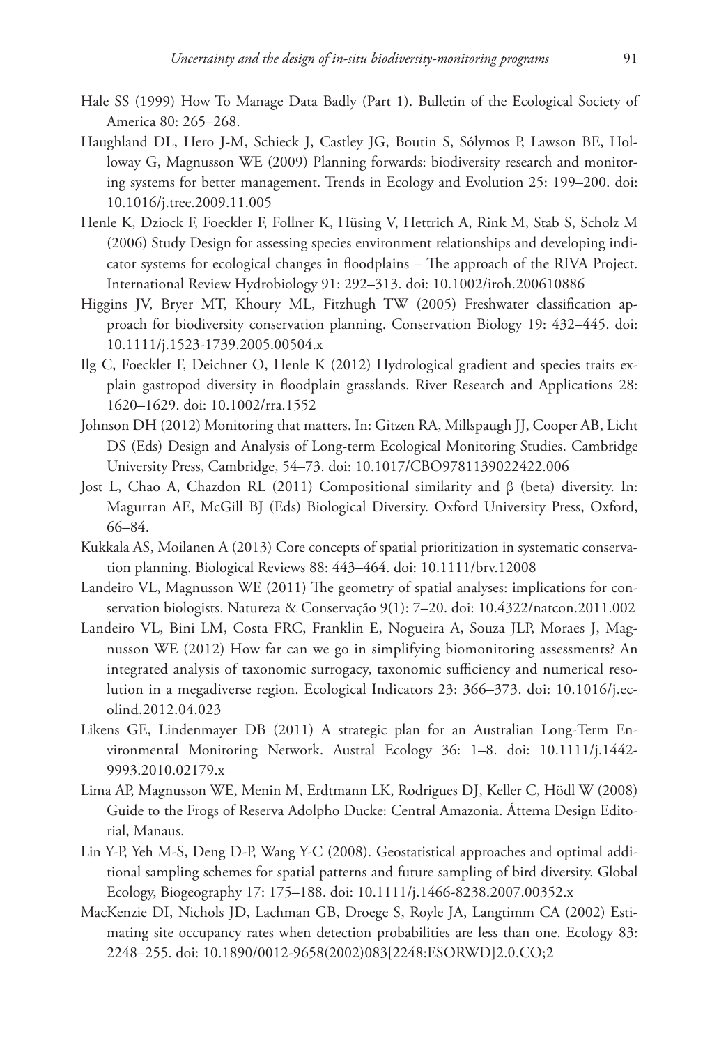Hale SS (1999) How To Manage Data Badly (Part 1). Bulletin of the Ecological Society of America 80: 265–268.

Haughland DL, Hero J-M, Schieck J, Castley JG, Boutin S, Sólymos P, Lawson BE, Holloway G, Magnusson WE (2009) Planning forwards: biodiversity research and monitoring systems for better management. Trends in Ecology and Evolution 25: 199–200. doi: 10.1016/j.tree.2009.11.005

Henle K, Dziock F, Foeckler F, Follner K, Hüsing V, Hettrich A, Rink M, Stab S, Scholz M (2006) Study Design for assessing species environment relationships and developing indicator systems for ecological changes in floodplains – The approach of the RIVA Project. International Review Hydrobiology 91: 292–313. doi: 10.1002/iroh.200610886

Higgins JV, Bryer MT, Khoury ML, Fitzhugh TW (2005) Freshwater classification approach for biodiversity conservation planning. Conservation Biology 19: 432–445. doi: 10.1111/j.1523-1739.2005.00504.x

Ilg C, Foeckler F, Deichner O, Henle K (2012) Hydrological gradient and species traits explain gastropod diversity in floodplain grasslands. River Research and Applications 28: 1620–1629. doi: 10.1002/rra.1552

Johnson DH (2012) Monitoring that matters. In: Gitzen RA, Millspaugh JJ, Cooper AB, Licht DS (Eds) Design and Analysis of Long-term Ecological Monitoring Studies. Cambridge University Press, Cambridge, 54–73. doi: 10.1017/CBO9781139022422.006

Jost L, Chao A, Chazdon RL (2011) Compositional similarity and β (beta) diversity. In: Magurran AE, McGill BJ (Eds) Biological Diversity. Oxford University Press, Oxford, 66–84.

Kukkala AS, Moilanen A (2013) Core concepts of spatial prioritization in systematic conservation planning. Biological Reviews 88: 443–464. doi: 10.1111/brv.12008

Landeiro VL, Magnusson WE (2011) The geometry of spatial analyses: implications for conservation biologists. Natureza & Conservação 9(1): 7–20. doi: 10.4322/natcon.2011.002

Landeiro VL, Bini LM, Costa FRC, Franklin E, Nogueira A, Souza JLP, Moraes J, Magnusson WE (2012) How far can we go in simplifying biomonitoring assessments? An integrated analysis of taxonomic surrogacy, taxonomic sufficiency and numerical resolution in a megadiverse region. Ecological Indicators 23: 366–373. doi: 10.1016/j.ecolind.2012.04.023

Likens GE, Lindenmayer DB (2011) A strategic plan for an Australian Long-Term Environmental Monitoring Network. Austral Ecology 36: 1–8. doi: 10.1111/j.1442-9993.2010.02179.x

Lima AP, Magnusson WE, Menin M, Erdtmann LK, Rodrigues DJ, Keller C, Hödl W (2008) Guide to the Frogs of Reserva Adolpho Ducke: Central Amazonia. Áttema Design Editorial, Manaus.

Lin Y-P, Yeh M-S, Deng D-P, Wang Y-C (2008). Geostatistical approaches and optimal additional sampling schemes for spatial patterns and future sampling of bird diversity. Global Ecology, Biogeography 17: 175–188. doi: 10.1111/j.1466-8238.2007.00352.x

MacKenzie DI, Nichols JD, Lachman GB, Droege S, Royle JA, Langtimm CA (2002) Estimating site occupancy rates when detection probabilities are less than one. Ecology 83: 2248–255. doi: 10.1890/0012-9658(2002)083[2248:ESORWD]2.0.CO;2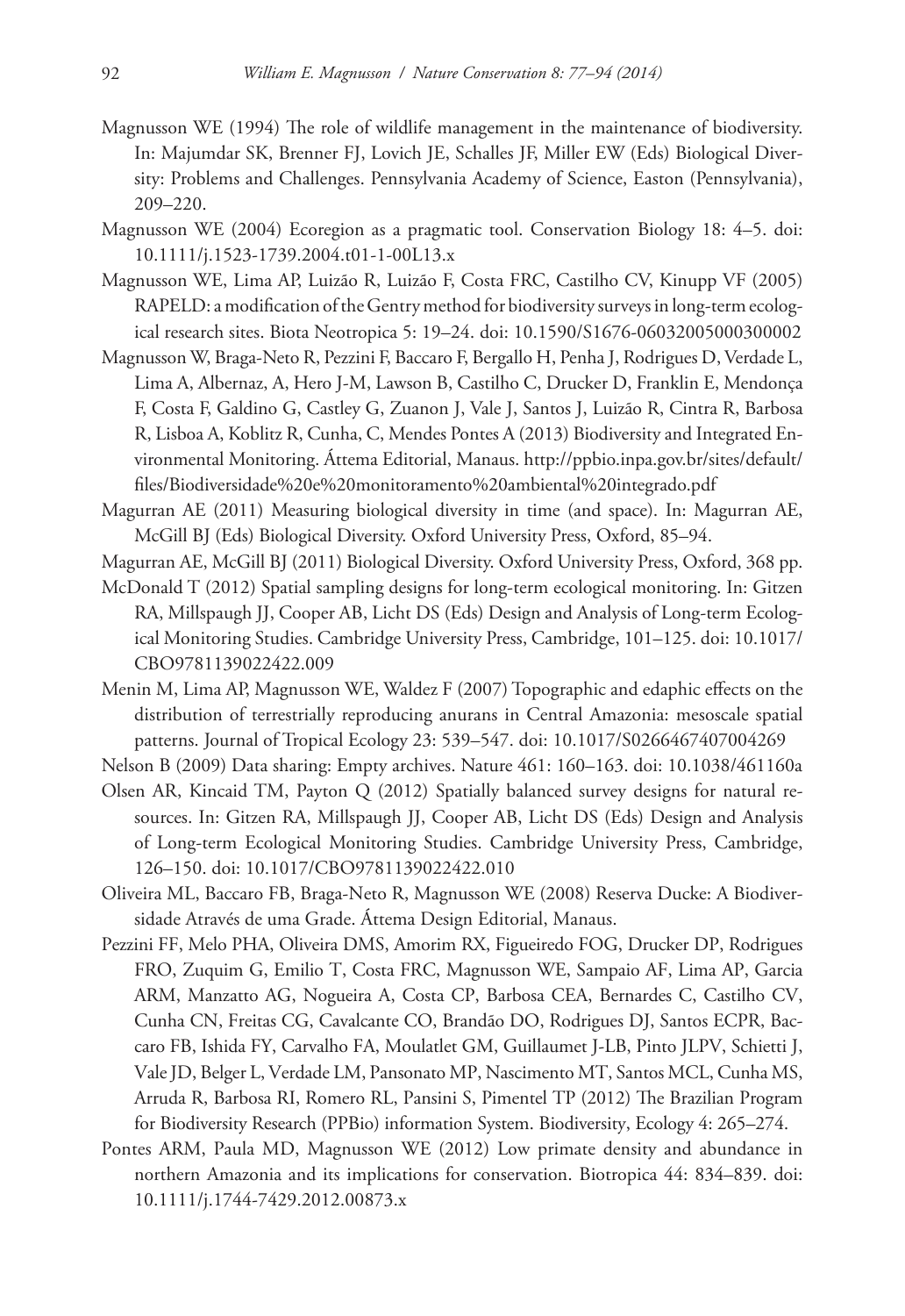Magnusson WE (1994) The role of wildlife management in the maintenance of biodiversity. In: Majumdar SK, Brenner FJ, Lovich JE, Schalles JF, Miller EW (Eds) Biological Diversity: Problems and Challenges. Pennsylvania Academy of Science, Easton (Pennsylvania), 209–220.

Magnusson WE (2004) Ecoregion as a pragmatic tool. Conservation Biology 18: 4–5. doi: 10.1111/j.1523-1739.2004.t01-1-00L13.x

Magnusson WE, Lima AP, Luizão R, Luizão F, Costa FRC, Castilho CV, Kinupp VF (2005) RAPELD: a modification of the Gentry method for biodiversity surveys in long-term ecological research sites. Biota Neotropica 5: 19–24. doi: 10.1590/S1676-06032005000300002

Magnusson W, Braga-Neto R, Pezzini F, Baccaro F, Bergallo H, Penha J, Rodrigues D, Verdade L, Lima A, Albernaz, A, Hero J-M, Lawson B, Castilho C, Drucker D, Franklin E, Mendonça F, Costa F, Galdino G, Castley G, Zuanon J, Vale J, Santos J, Luizão R, Cintra R, Barbosa R, Lisboa A, Koblitz R, Cunha, C, Mendes Pontes A (2013) Biodiversity and Integrated Environmental Monitoring. Áttema Editorial, Manaus. http://ppbio.inpa.gov.br/sites/default/files/Biodiversidade%20e%20monitoramento%20ambiental%20integrado.pdf

Magurran AE (2011) Measuring biological diversity in time (and space). In: Magurran AE, McGill BJ (Eds) Biological Diversity. Oxford University Press, Oxford, 85–94.

Magurran AE, McGill BJ (2011) Biological Diversity. Oxford University Press, Oxford, 368 pp.

McDonald T (2012) Spatial sampling designs for long-term ecological monitoring. In: Gitzen RA, Millspaugh JJ, Cooper AB, Licht DS (Eds) Design and Analysis of Long-term Ecological Monitoring Studies. Cambridge University Press, Cambridge, 101–125. doi: 10.1017/CBO9781139022422.009

Menin M, Lima AP, Magnusson WE, Waldez F (2007) Topographic and edaphic effects on the distribution of terrestrially reproducing anurans in Central Amazonia: mesoscale spatial patterns. Journal of Tropical Ecology 23: 539–547. doi: 10.1017/S0266467407004269

Nelson B (2009) Data sharing: Empty archives. Nature 461: 160–163. doi: 10.1038/461160a

Olsen AR, Kincaid TM, Payton Q (2012) Spatially balanced survey designs for natural resources. In: Gitzen RA, Millspaugh JJ, Cooper AB, Licht DS (Eds) Design and Analysis of Long-term Ecological Monitoring Studies. Cambridge University Press, Cambridge, 126–150. doi: 10.1017/CBO9781139022422.010

Oliveira ML, Baccaro FB, Braga-Neto R, Magnusson WE (2008) Reserva Ducke: A Biodiversidade Através de uma Grade. Áttema Design Editorial, Manaus.

Pezzini FF, Melo PHA, Oliveira DMS, Amorim RX, Figueiredo FOG, Drucker DP, Rodrigues FRO, Zuquim G, Emilio T, Costa FRC, Magnusson WE, Sampaio AF, Lima AP, Garcia ARM, Manzatto AG, Nogueira A, Costa CP, Barbosa CEA, Bernardes C, Castilho CV, Cunha CN, Freitas CG, Cavalcante CO, Brandão DO, Rodrigues DJ, Santos ECPR, Baccaro FB, Ishida FY, Carvalho FA, Moulatlet GM, Guillaumet J-LB, Pinto JLPV, Schietti J, Vale JD, Belger L, Verdade LM, Pansonato MP, Nascimento MT, Santos MCL, Cunha MS, Arruda R, Barbosa RI, Romero RL, Pansini S, Pimentel TP (2012) The Brazilian Program for Biodiversity Research (PPBio) information System. Biodiversity, Ecology 4: 265–274.

Pontes ARM, Paula MD, Magnusson WE (2012) Low primate density and abundance in northern Amazonia and its implications for conservation. Biotropica 44: 834–839. doi: 10.1111/j.1744-7429.2012.00873.x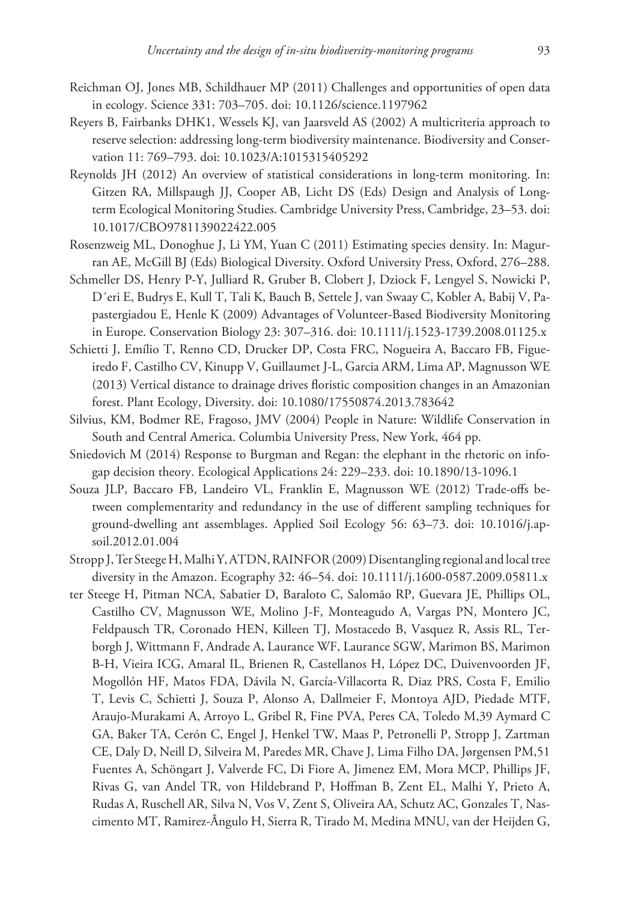Reichman OJ, Jones MB, Schildhauer MP (2011) Challenges and opportunities of open data in ecology. Science 331: 703–705. doi: 10.1126/science.1197962

Reyers B, Fairbanks DHK1, Wessels KJ, van Jaarsveld AS (2002) A multicriteria approach to reserve selection: addressing long-term biodiversity maintenance. Biodiversity and Conservation 11: 769–793. doi: 10.1023/A:1015315405292

Reynolds JH (2012) An overview of statistical considerations in long-term monitoring. In: Gitzen RA, Millspaugh JJ, Cooper AB, Licht DS (Eds) Design and Analysis of Long-term Ecological Monitoring Studies. Cambridge University Press, Cambridge, 23–53. doi: 10.1017/CBO9781139022422.005

Rosenzweig ML, Donoghue J, Li YM, Yuan C (2011) Estimating species density. In: Magurran AE, McGill BJ (Eds) Biological Diversity. Oxford University Press, Oxford, 276–288.

Schmeller DS, Henry P-Y, Julliard R, Gruber B, Clobert J, Dziock F, Lengyel S, Nowicki P, D´eri E, Budrys E, Kull T, Tali K, Bauch B, Settele J, van Swaay C, Kobler A, Babij V, Papastergiadou E, Henle K (2009) Advantages of Volunteer-Based Biodiversity Monitoring in Europe. Conservation Biology 23: 307–316. doi: 10.1111/j.1523-1739.2008.01125.x

Schietti J, Emílio T, Renno CD, Drucker DP, Costa FRC, Nogueira A, Baccaro FB, Figueiredo F, Castilho CV, Kinupp V, Guillaumet J-L, Garcia ARM, Lima AP, Magnusson WE (2013) Vertical distance to drainage drives floristic composition changes in an Amazonian forest. Plant Ecology, Diversity. doi: 10.1080/17550874.2013.783642

Silvius, KM, Bodmer RE, Fragoso, JMV (2004) People in Nature: Wildlife Conservation in South and Central America. Columbia University Press, New York, 464 pp.

Sniedovich M (2014) Response to Burgman and Regan: the elephant in the rhetoric on info-gap decision theory. Ecological Applications 24: 229–233. doi: 10.1890/13-1096.1

Souza JLP, Baccaro FB, Landeiro VL, Franklin E, Magnusson WE (2012) Trade-offs between complementarity and redundancy in the use of different sampling techniques for ground-dwelling ant assemblages. Applied Soil Ecology 56: 63–73. doi: 10.1016/j.apsoil.2012.01.004

Stropp J, Ter Steege H, Malhi Y, ATDN, RAINFOR (2009) Disentangling regional and local tree diversity in the Amazon. Ecography 32: 46–54. doi: 10.1111/j.1600-0587.2009.05811.x

ter Steege H, Pitman NCA, Sabatier D, Baraloto C, Salomão RP, Guevara JE, Phillips OL, Castilho CV, Magnusson WE, Molino J-F, Monteagudo A, Vargas PN, Montero JC, Feldpausch TR, Coronado HEN, Killeen TJ, Mostacedo B, Vasquez R, Assis RL, Terborgh J, Wittmann F, Andrade A, Laurance WF, Laurance SGW, Marimon BS, Marimon B-H, Vieira ICG, Amaral IL, Brienen R, Castellanos H, López DC, Duivenvoorden JF, Mogollón HF, Matos FDA, Dávila N, García-Villacorta R, Diaz PRS, Costa F, Emilio T, Levis C, Schietti J, Souza P, Alonso A, Dallmeier F, Montoya AJD, Piedade MTF, Araujo-Murakami A, Arroyo L, Gribel R, Fine PVA, Peres CA, Toledo M,39 Aymard C GA, Baker TA, Cerón C, Engel J, Henkel TW, Maas P, Petronelli P, Stropp J, Zartman CE, Daly D, Neill D, Silveira M, Paredes MR, Chave J, Lima Filho DA, Jørgensen PM,51 Fuentes A, Schöngart J, Valverde FC, Di Fiore A, Jimenez EM, Mora MCP, Phillips JF, Rivas G, van Andel TR, von Hildebrand P, Hoffman B, Zent EL, Malhi Y, Prieto A, Rudas A, Ruschell AR, Silva N, Vos V, Zent S, Oliveira AA, Schutz AC, Gonzales T, Nascimento MT, Ramirez-Ângulo H, Sierra R, Tirado M, Medina MNU, van der Heijden G,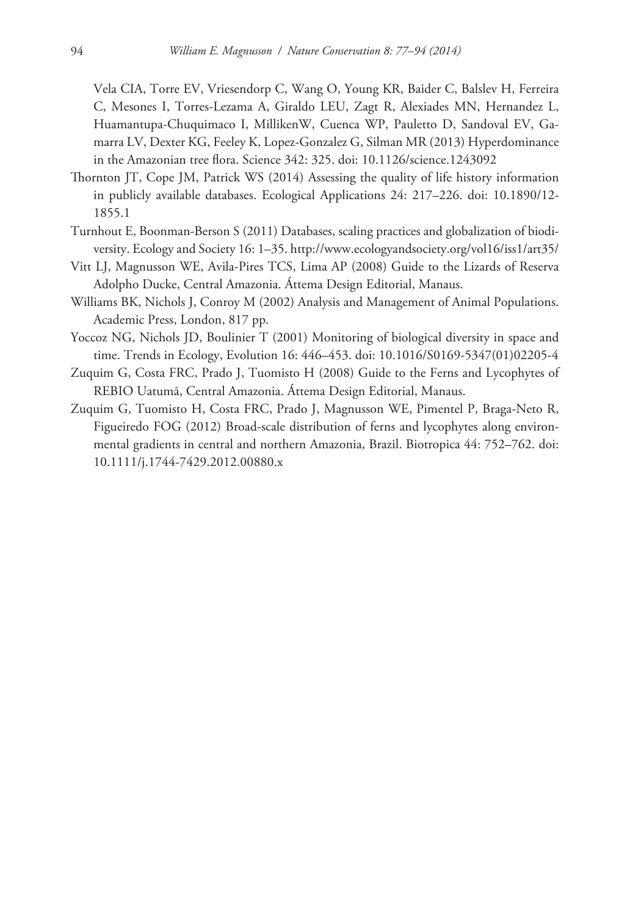Vela CIA, Torre EV, Vriesendorp C, Wang O, Young KR, Baider C, Balslev H, Ferreira C, Mesones I, Torres-Lezama A, Giraldo LEU, Zagt R, Alexiades MN, Hernandez L, Huamantupa-Chuquimaco I, MillikenW, Cuenca WP, Pauletto D, Sandoval EV, Gamarra LV, Dexter KG, Feeley K, Lopez-Gonzalez G, Silman MR (2013) Hyperdominance in the Amazonian tree flora. Science 342: 325. doi: 10.1126/science.1243092

Thornton JT, Cope JM, Patrick WS (2014) Assessing the quality of life history information in publicly available databases. Ecological Applications 24: 217–226. doi: 10.1890/12-1855.1

Turnhout E, Boonman-Berson S (2011) Databases, scaling practices and globalization of biodiversity. Ecology and Society 16: 1–35. http://www.ecologyandsociety.org/vol16/iss1/art35/

Vitt LJ, Magnusson WE, Avila-Pires TCS, Lima AP (2008) Guide to the Lizards of Reserva Adolpho Ducke, Central Amazonia. Áttema Design Editorial, Manaus.

Williams BK, Nichols J, Conroy M (2002) Analysis and Management of Animal Populations. Academic Press, London, 817 pp.

Yoccoz NG, Nichols JD, Boulinier T (2001) Monitoring of biological diversity in space and time. Trends in Ecology, Evolution 16: 446–453. doi: 10.1016/S0169-5347(01)02205-4

Zuquim G, Costa FRC, Prado J, Tuomisto H (2008) Guide to the Ferns and Lycophytes of REBIO Uatumã, Central Amazonia. Áttema Design Editorial, Manaus.

Zuquim G, Tuomisto H, Costa FRC, Prado J, Magnusson WE, Pimentel P, Braga-Neto R, Figueiredo FOG (2012) Broad-scale distribution of ferns and lycophytes along environmental gradients in central and northern Amazonia, Brazil. Biotropica 44: 752–762. doi: 10.1111/j.1744-7429.2012.00880.x